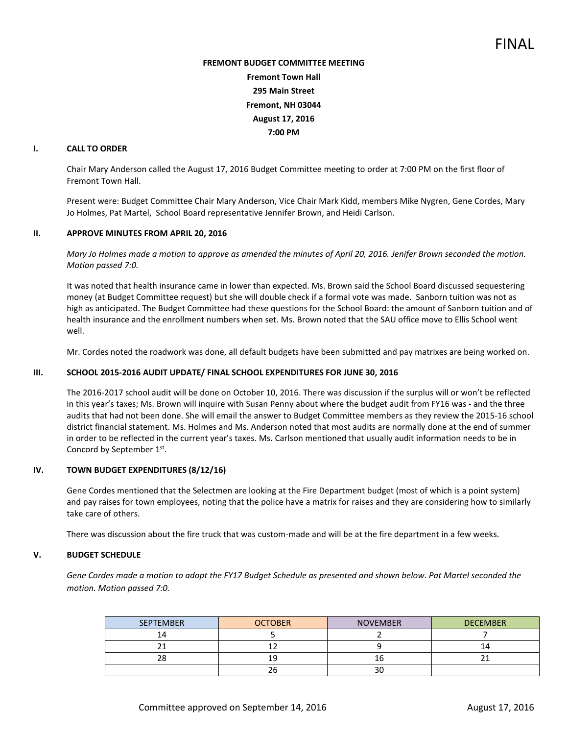FINAL

**FREMONT BUDGET COMMITTEE MEETING**
**Fremont Town Hall**
**295 Main Street**
**Fremont, NH 03044**
**August 17, 2016**
**7:00 PM**

## I. CALL TO ORDER

Chair Mary Anderson called the August 17, 2016 Budget Committee meeting to order at 7:00 PM on the first floor of Fremont Town Hall.

Present were: Budget Committee Chair Mary Anderson, Vice Chair Mark Kidd, members Mike Nygren, Gene Cordes, Mary Jo Holmes, Pat Martel, School Board representative Jennifer Brown, and Heidi Carlson.

## II. APPROVE MINUTES FROM APRIL 20, 2016

*Mary Jo Holmes made a motion to approve as amended the minutes of April 20, 2016. Jenifer Brown seconded the motion. Motion passed 7:0.*

It was noted that health insurance came in lower than expected. Ms. Brown said the School Board discussed sequestering money (at Budget Committee request) but she will double check if a formal vote was made. Sanborn tuition was not as high as anticipated. The Budget Committee had these questions for the School Board: the amount of Sanborn tuition and of health insurance and the enrollment numbers when set. Ms. Brown noted that the SAU office move to Ellis School went well.

Mr. Cordes noted the roadwork was done, all default budgets have been submitted and pay matrixes are being worked on.

## III. SCHOOL 2015-2016 AUDIT UPDATE/ FINAL SCHOOL EXPENDITURES FOR JUNE 30, 2016

The 2016-2017 school audit will be done on October 10, 2016. There was discussion if the surplus will or won't be reflected in this year's taxes; Ms. Brown will inquire with Susan Penny about where the budget audit from FY16 was - and the three audits that had not been done. She will email the answer to Budget Committee members as they review the 2015-16 school district financial statement. Ms. Holmes and Ms. Anderson noted that most audits are normally done at the end of summer in order to be reflected in the current year's taxes. Ms. Carlson mentioned that usually audit information needs to be in Concord by September 1st.

## IV. TOWN BUDGET EXPENDITURES (8/12/16)

Gene Cordes mentioned that the Selectmen are looking at the Fire Department budget (most of which is a point system) and pay raises for town employees, noting that the police have a matrix for raises and they are considering how to similarly take care of others.

There was discussion about the fire truck that was custom-made and will be at the fire department in a few weeks.

## V. BUDGET SCHEDULE

*Gene Cordes made a motion to adopt the FY17 Budget Schedule as presented and shown below. Pat Martel seconded the motion. Motion passed 7:0.*

| SEPTEMBER | OCTOBER | NOVEMBER | DECEMBER |
|---|---|---|---|
| 14 | 5 | 2 | 7 |
| 21 | 12 | 9 | 14 |
| 28 | 19 | 16 | 21 |
| | 26 | 30 | |

Committee approved on September 14, 2016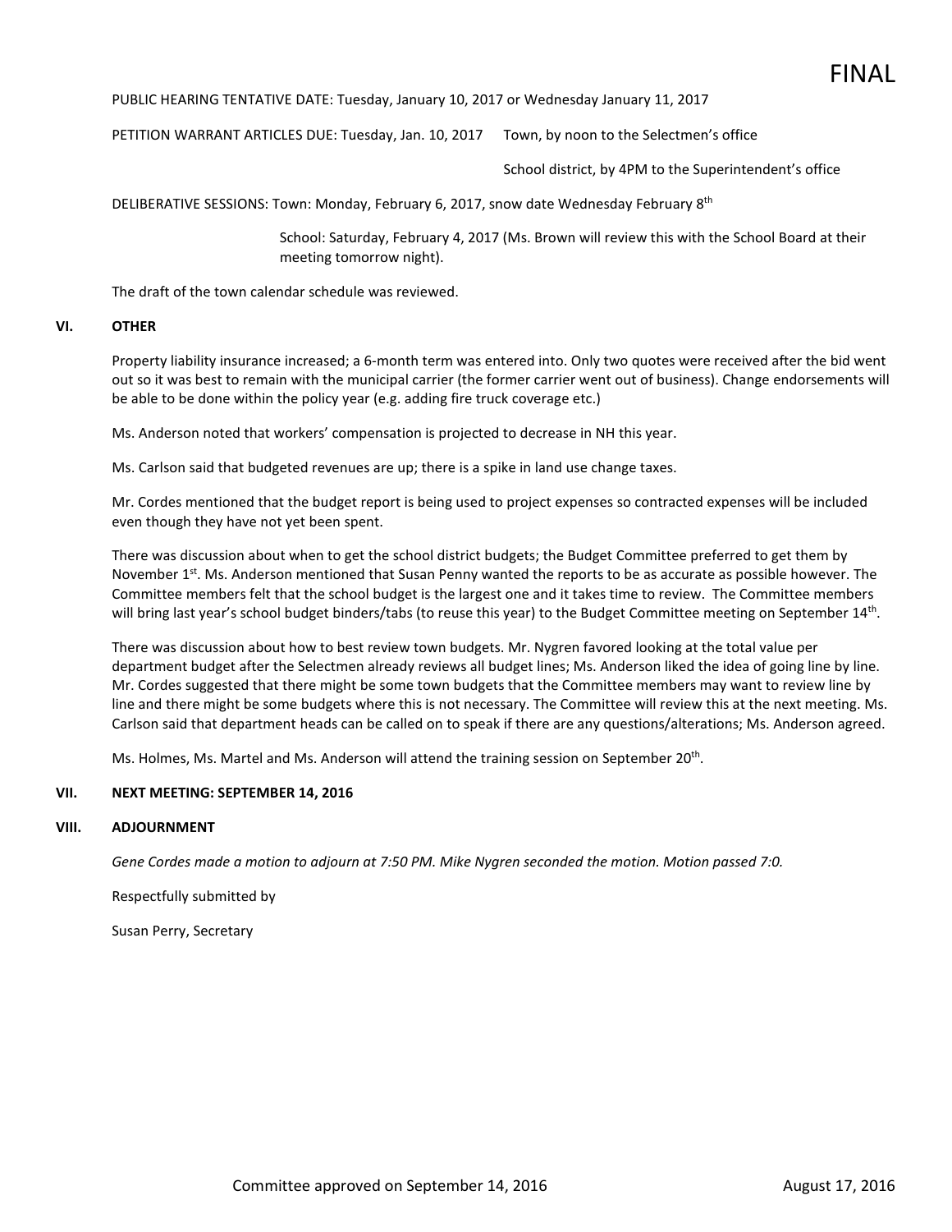FINAL

PUBLIC HEARING TENTATIVE DATE: Tuesday, January 10, 2017 or Wednesday January 11, 2017

PETITION WARRANT ARTICLES DUE: Tuesday, Jan. 10, 2017 Town, by noon to the Selectmen's office

School district, by 4PM to the Superintendent's office

DELIBERATIVE SESSIONS: Town: Monday, February 6, 2017, snow date Wednesday February 8th

School: Saturday, February 4, 2017 (Ms. Brown will review this with the School Board at their meeting tomorrow night).

The draft of the town calendar schedule was reviewed.

## VI. OTHER

Property liability insurance increased; a 6-month term was entered into. Only two quotes were received after the bid went out so it was best to remain with the municipal carrier (the former carrier went out of business). Change endorsements will be able to be done within the policy year (e.g. adding fire truck coverage etc.)

Ms. Anderson noted that workers' compensation is projected to decrease in NH this year.

Ms. Carlson said that budgeted revenues are up; there is a spike in land use change taxes.

Mr. Cordes mentioned that the budget report is being used to project expenses so contracted expenses will be included even though they have not yet been spent.

There was discussion about when to get the school district budgets; the Budget Committee preferred to get them by November 1st. Ms. Anderson mentioned that Susan Penny wanted the reports to be as accurate as possible however. The Committee members felt that the school budget is the largest one and it takes time to review. The Committee members will bring last year's school budget binders/tabs (to reuse this year) to the Budget Committee meeting on September 14th.

There was discussion about how to best review town budgets. Mr. Nygren favored looking at the total value per department budget after the Selectmen already reviews all budget lines; Ms. Anderson liked the idea of going line by line. Mr. Cordes suggested that there might be some town budgets that the Committee members may want to review line by line and there might be some budgets where this is not necessary. The Committee will review this at the next meeting. Ms. Carlson said that department heads can be called on to speak if there are any questions/alterations; Ms. Anderson agreed.

Ms. Holmes, Ms. Martel and Ms. Anderson will attend the training session on September 20th.

## VII. NEXT MEETING: SEPTEMBER 14, 2016

## VIII. ADJOURNMENT

*Gene Cordes made a motion to adjourn at 7:50 PM. Mike Nygren seconded the motion. Motion passed 7:0.*

Respectfully submitted by

Susan Perry, Secretary

Committee approved on September 14, 2016 August 17, 2016